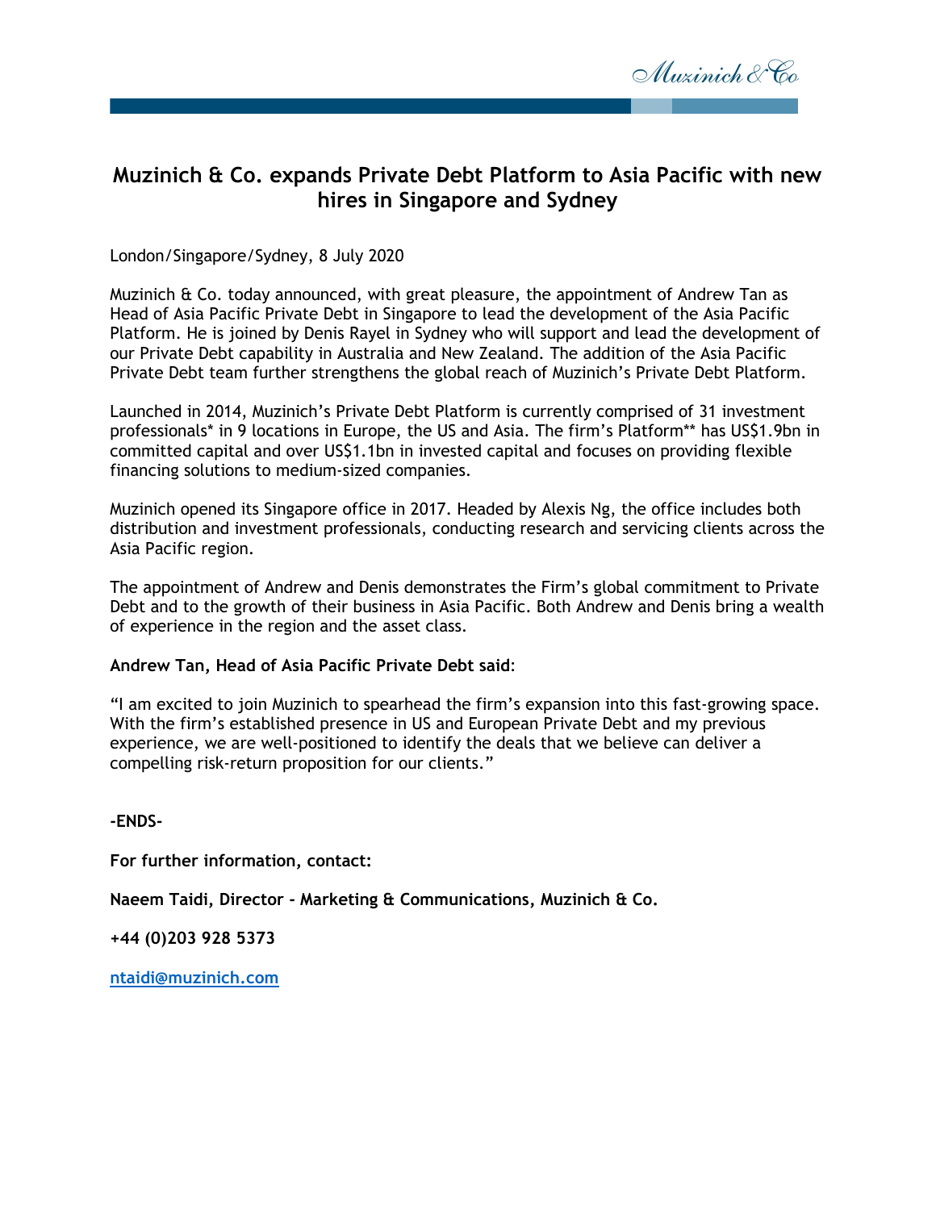# Muzinich & Co. expands Private Debt Platform to Asia Pacific with new hires in Singapore and Sydney

London/Singapore/Sydney, 8 July 2020

Muzinich & Co. today announced, with great pleasure, the appointment of Andrew Tan as Head of Asia Pacific Private Debt in Singapore to lead the development of the Asia Pacific Platform. He is joined by Denis Rayel in Sydney who will support and lead the development of our Private Debt capability in Australia and New Zealand. The addition of the Asia Pacific Private Debt team further strengthens the global reach of Muzinich's Private Debt Platform.

Launched in 2014, Muzinich's Private Debt Platform is currently comprised of 31 investment professionals* in 9 locations in Europe, the US and Asia. The firm's Platform** has US$1.9bn in committed capital and over US$1.1bn in invested capital and focuses on providing flexible financing solutions to medium-sized companies.

Muzinich opened its Singapore office in 2017. Headed by Alexis Ng, the office includes both distribution and investment professionals, conducting research and servicing clients across the Asia Pacific region.

The appointment of Andrew and Denis demonstrates the Firm's global commitment to Private Debt and to the growth of their business in Asia Pacific. Both Andrew and Denis bring a wealth of experience in the region and the asset class.

**Andrew Tan, Head of Asia Pacific Private Debt said**:

"I am excited to join Muzinich to spearhead the firm's expansion into this fast-growing space. With the firm's established presence in US and European Private Debt and my previous experience, we are well-positioned to identify the deals that we believe can deliver a compelling risk-return proposition for our clients."

**-ENDS-**

**For further information, contact:**

**Naeem Taidi, Director - Marketing & Communications, Muzinich & Co.**

**+44 (0)203 928 5373**

**ntaidi@muzinich.com**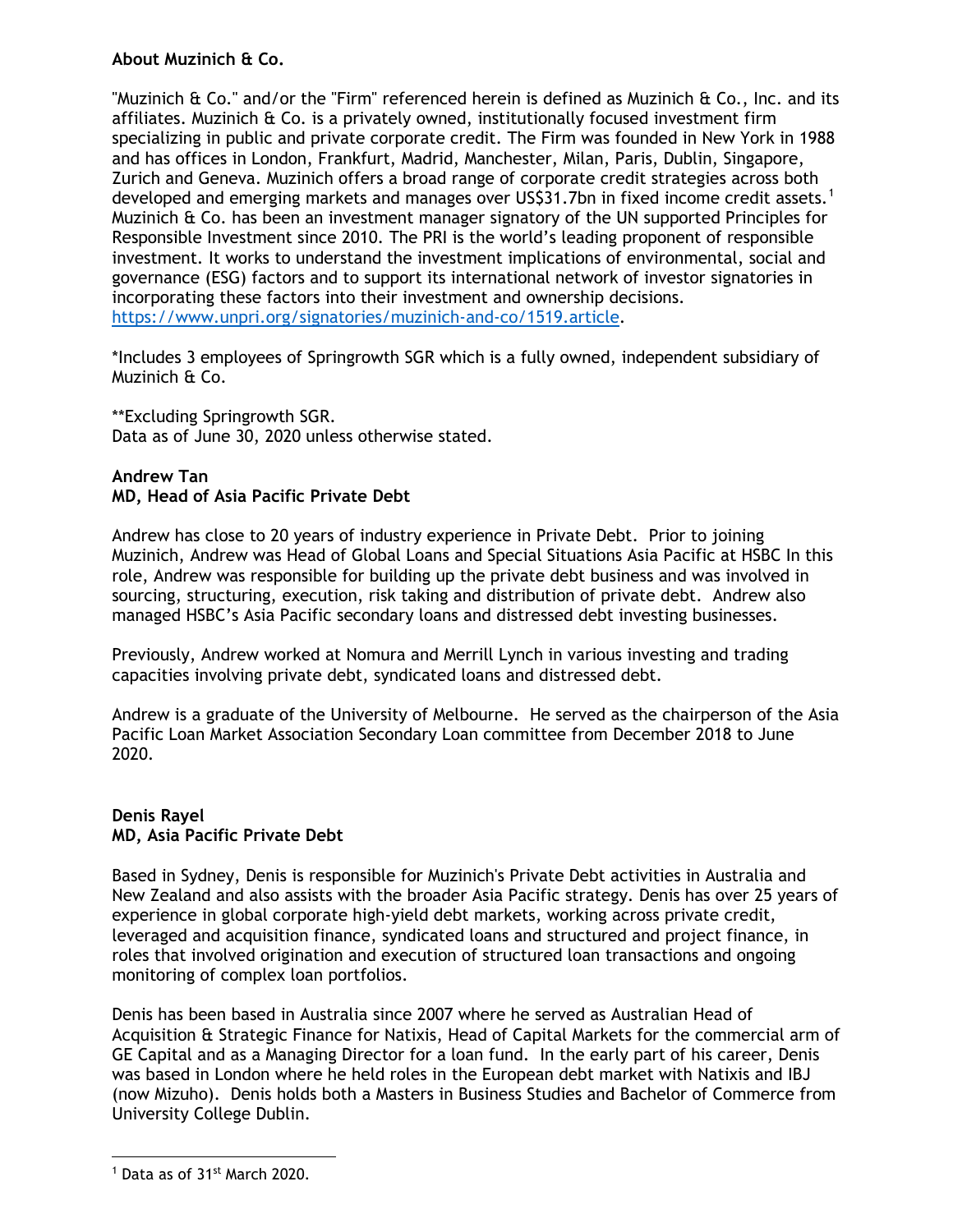**About Muzinich & Co.**

"Muzinich & Co." and/or the "Firm" referenced herein is defined as Muzinich & Co., Inc. and its affiliates. Muzinich & Co. is a privately owned, institutionally focused investment firm specializing in public and private corporate credit. The Firm was founded in New York in 1988 and has offices in London, Frankfurt, Madrid, Manchester, Milan, Paris, Dublin, Singapore, Zurich and Geneva. Muzinich offers a broad range of corporate credit strategies across both developed and emerging markets and manages over US$31.7bn in fixed income credit assets.[1] Muzinich & Co. has been an investment manager signatory of the UN supported Principles for Responsible Investment since 2010. The PRI is the world's leading proponent of responsible investment. It works to understand the investment implications of environmental, social and governance (ESG) factors and to support its international network of investor signatories in incorporating these factors into their investment and ownership decisions. https://www.unpri.org/signatories/muzinich-and-co/1519.article.

*Includes 3 employees of Springrowth SGR which is a fully owned, independent subsidiary of Muzinich & Co.

**Excluding Springrowth SGR.
Data as of June 30, 2020 unless otherwise stated.

**Andrew Tan**
**MD, Head of Asia Pacific Private Debt**

Andrew has close to 20 years of industry experience in Private Debt. Prior to joining Muzinich, Andrew was Head of Global Loans and Special Situations Asia Pacific at HSBC In this role, Andrew was responsible for building up the private debt business and was involved in sourcing, structuring, execution, risk taking and distribution of private debt. Andrew also managed HSBC's Asia Pacific secondary loans and distressed debt investing businesses.

Previously, Andrew worked at Nomura and Merrill Lynch in various investing and trading capacities involving private debt, syndicated loans and distressed debt.

Andrew is a graduate of the University of Melbourne. He served as the chairperson of the Asia Pacific Loan Market Association Secondary Loan committee from December 2018 to June 2020.

**Denis Rayel**
**MD, Asia Pacific Private Debt**

Based in Sydney, Denis is responsible for Muzinich's Private Debt activities in Australia and New Zealand and also assists with the broader Asia Pacific strategy. Denis has over 25 years of experience in global corporate high-yield debt markets, working across private credit, leveraged and acquisition finance, syndicated loans and structured and project finance, in roles that involved origination and execution of structured loan transactions and ongoing monitoring of complex loan portfolios.

Denis has been based in Australia since 2007 where he served as Australian Head of Acquisition & Strategic Finance for Natixis, Head of Capital Markets for the commercial arm of GE Capital and as a Managing Director for a loan fund. In the early part of his career, Denis was based in London where he held roles in the European debt market with Natixis and IBJ (now Mizuho). Denis holds both a Masters in Business Studies and Bachelor of Commerce from University College Dublin.

---

[1] Data as of 31st March 2020.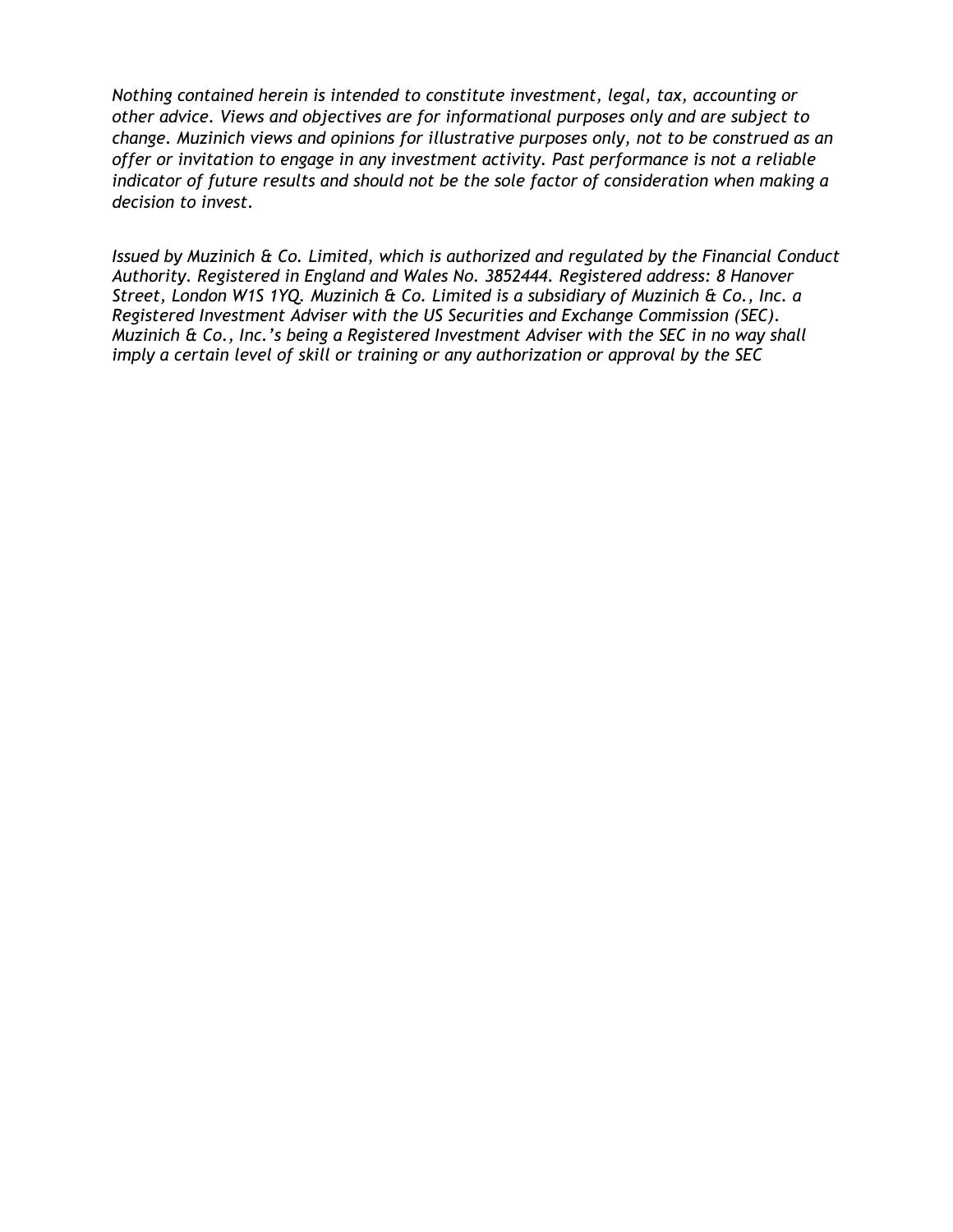*Nothing contained herein is intended to constitute investment, legal, tax, accounting or other advice. Views and objectives are for informational purposes only and are subject to change. Muzinich views and opinions for illustrative purposes only, not to be construed as an offer or invitation to engage in any investment activity. Past performance is not a reliable indicator of future results and should not be the sole factor of consideration when making a decision to invest.*

*Issued by Muzinich & Co. Limited, which is authorized and regulated by the Financial Conduct Authority. Registered in England and Wales No. 3852444. Registered address: 8 Hanover Street, London W1S 1YQ. Muzinich & Co. Limited is a subsidiary of Muzinich & Co., Inc. a Registered Investment Adviser with the US Securities and Exchange Commission (SEC). Muzinich & Co., Inc.'s being a Registered Investment Adviser with the SEC in no way shall imply a certain level of skill or training or any authorization or approval by the SEC*